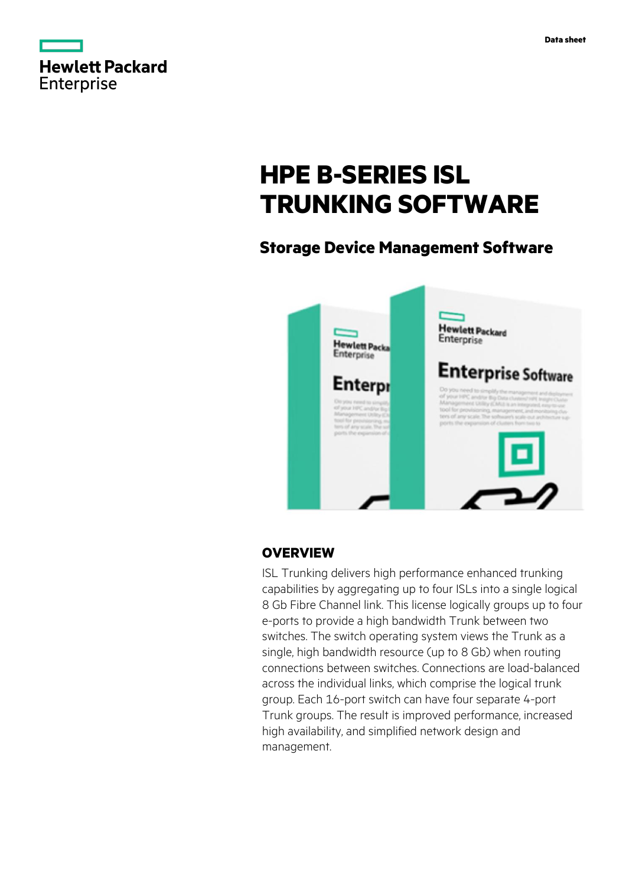Hewlett Packard Enterprise

Data sheet

# HPE B-SERIES ISL TRUNKING SOFTWARE

## Storage Device Management Software

## OVERVIEW

ISL Trunking delivers high performance enhanced trunking capabilities by aggregating up to four ISLs into a single logical 8 Gb Fibre Channel link. This license logically groups up to four e-ports to provide a high bandwidth Trunk between two switches. The switch operating system views the Trunk as a single, high bandwidth resource (up to 8 Gb) when routing connections between switches. Connections are load-balanced across the individual links, which comprise the logical trunk group. Each 16-port switch can have four separate 4-port Trunk groups. The result is improved performance, increased high availability, and simplified network design and management.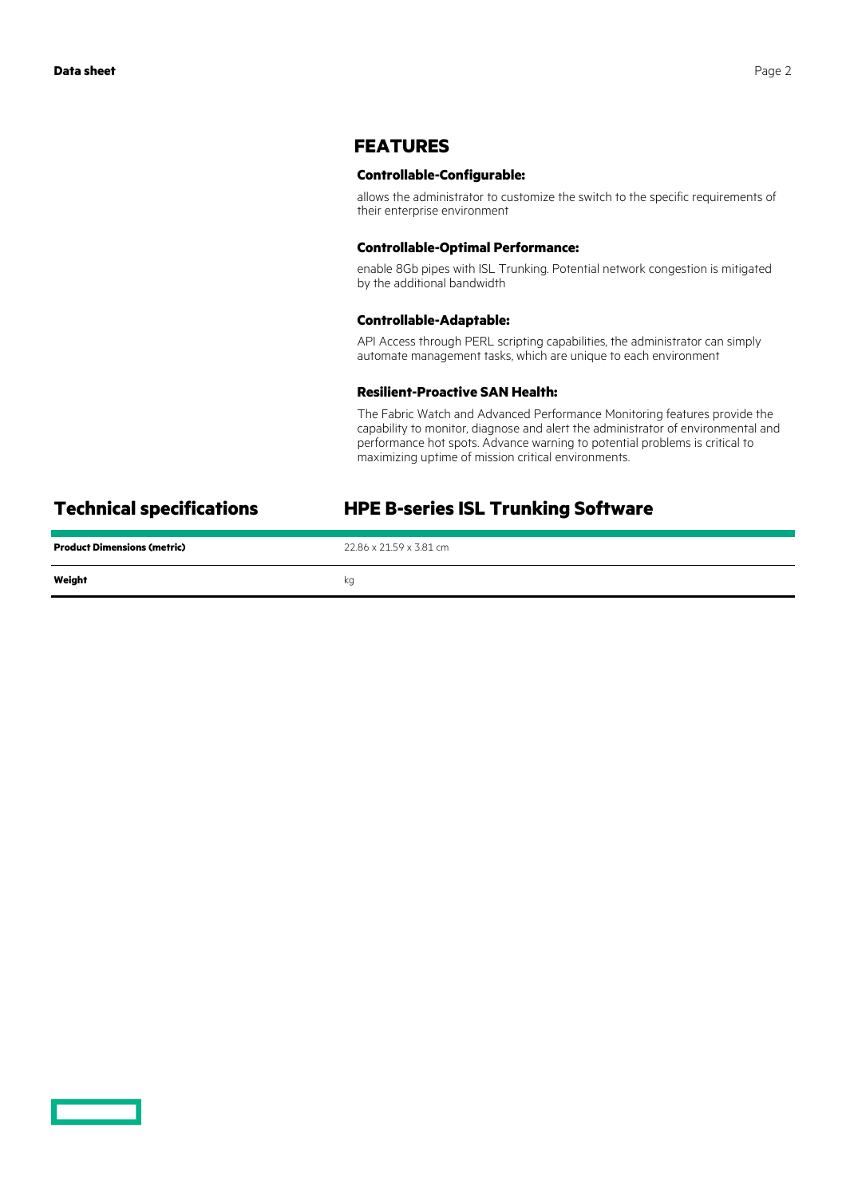## FEATURES

### Controllable-Configurable:

allows the administrator to customize the switch to the specific requirements of their enterprise environment

### Controllable-Optimal Performance:

enable 8Gb pipes with ISL Trunking. Potential network congestion is mitigated by the additional bandwidth

### Controllable-Adaptable:

API Access through PERL scripting capabilities, the administrator can simply automate management tasks, which are unique to each environment

### Resilient-Proactive SAN Health:

The Fabric Watch and Advanced Performance Monitoring features provide the capability to monitor, diagnose and alert the administrator of environmental and performance hot spots. Advance warning to potential problems is critical to maximizing uptime of mission critical environments.

## Technical specifications

## HPE B-series ISL Trunking Software

| | |
|---|---|
| **Product Dimensions (metric)** | 22.86 x 21.59 x 3.81 cm |
| **Weight** | kg |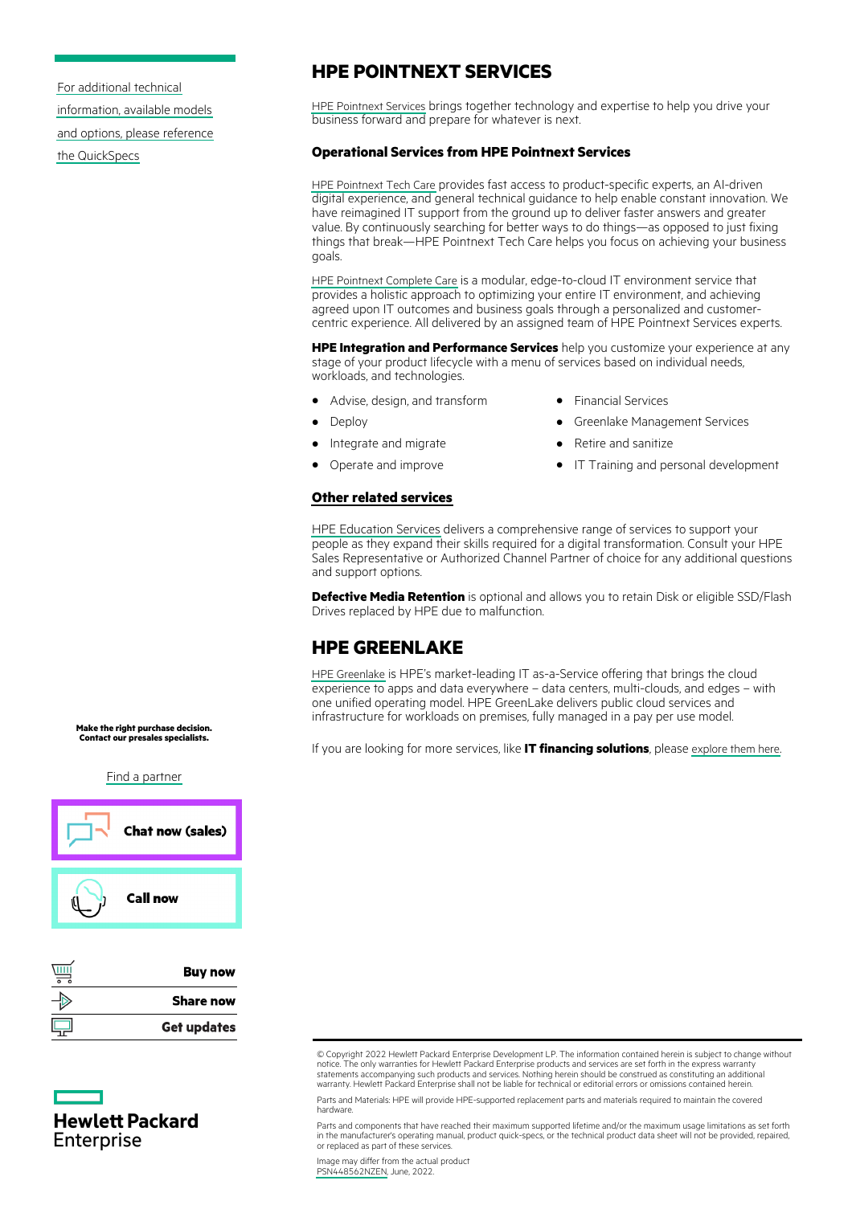For additional technical information, available models and options, please reference the QuickSpecs

# HPE POINTNEXT SERVICES

HPE Pointnext Services brings together technology and expertise to help you drive your business forward and prepare for whatever is next.

### Operational Services from HPE Pointnext Services

HPE Pointnext Tech Care provides fast access to product-specific experts, an AI-driven digital experience, and general technical guidance to help enable constant innovation. We have reimagined IT support from the ground up to deliver faster answers and greater value. By continuously searching for better ways to do things—as opposed to just fixing things that break—HPE Pointnext Tech Care helps you focus on achieving your business goals.

HPE Pointnext Complete Care is a modular, edge-to-cloud IT environment service that provides a holistic approach to optimizing your entire IT environment, and achieving agreed upon IT outcomes and business goals through a personalized and customer-centric experience. All delivered by an assigned team of HPE Pointnext Services experts.

**HPE Integration and Performance Services** help you customize your experience at any stage of your product lifecycle with a menu of services based on individual needs, workloads, and technologies.

- Advise, design, and transform
- Deploy
- Integrate and migrate
- Operate and improve
- Financial Services
- Greenlake Management Services
- Retire and sanitize
- IT Training and personal development

### Other related services

HPE Education Services delivers a comprehensive range of services to support your people as they expand their skills required for a digital transformation. Consult your HPE Sales Representative or Authorized Channel Partner of choice for any additional questions and support options.

**Defective Media Retention** is optional and allows you to retain Disk or eligible SSD/Flash Drives replaced by HPE due to malfunction.

# HPE GREENLAKE

HPE Greenlake is HPE's market-leading IT as-a-Service offering that brings the cloud experience to apps and data everywhere – data centers, multi-clouds, and edges – with one unified operating model. HPE GreenLake delivers public cloud services and infrastructure for workloads on premises, fully managed in a pay per use model.

If you are looking for more services, like **IT financing solutions**, please explore them here.

**Make the right purchase decision. Contact our presales specialists.**

Find a partner

Chat now (sales)

Call now

Buy now

Share now

Get updates

Hewlett Packard Enterprise

© Copyright 2022 Hewlett Packard Enterprise Development LP. The information contained herein is subject to change without notice. The only warranties for Hewlett Packard Enterprise products and services are set forth in the express warranty statements accompanying such products and services. Nothing herein should be construed as constituting an additional warranty. Hewlett Packard Enterprise shall not be liable for technical or editorial errors or omissions contained herein.

Parts and Materials: HPE will provide HPE-supported replacement parts and materials required to maintain the covered hardware.

Parts and components that have reached their maximum supported lifetime and/or the maximum usage limitations as set forth in the manufacturer's operating manual, product quick-specs, or the technical product data sheet will not be provided, repaired, or replaced as part of these services.

Image may differ from the actual product

PSN448562NZEN, June, 2022.